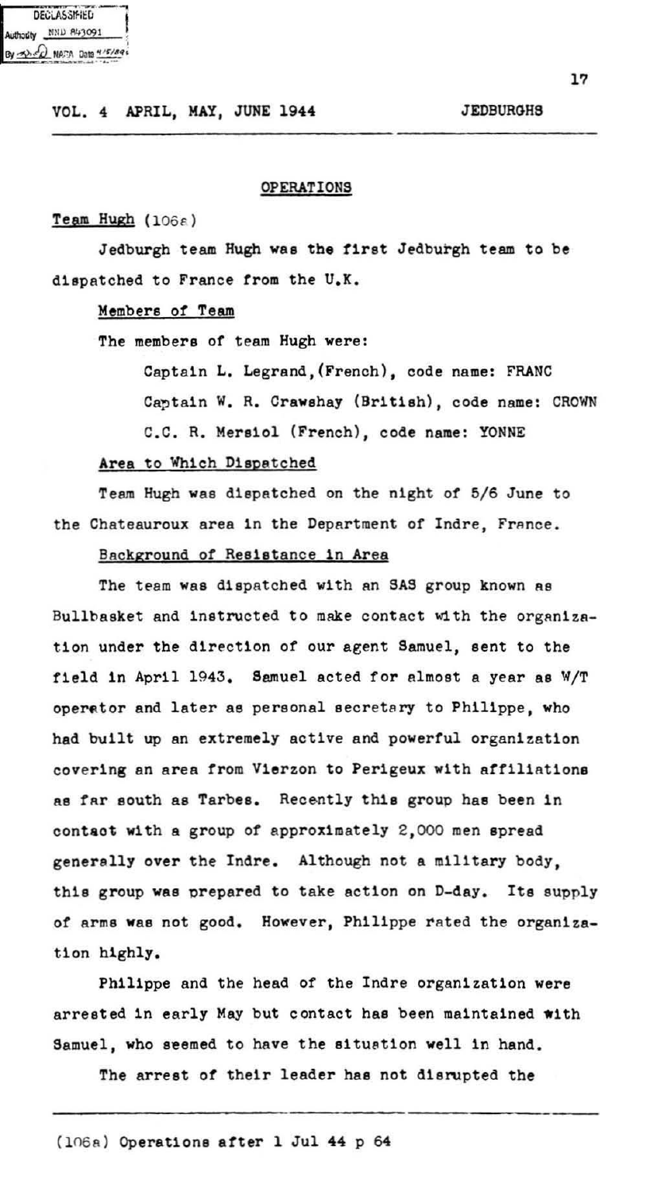VOL. 4 APRIL, MAY, JUNE 1944 JEDBURGHS

## OPERATIONS

### Team Hugh (106a)

Jedburgh team Hugh was the first Jedburgh team to be dispatched to France from the U.K.

#### Members of Team

The members of team Hugh were:

Captain L. Legrand, (French), code name: FRANC
Captain W. R. Crawshay (British), code name: CROWN
C.C. R. Mersiol (French), code name: YONNE

#### Area to Which Dispatched

Team Hugh was dispatched on the night of 5/6 June to the Chateauroux area in the Department of Indre, France.

#### Background of Resistance in Area

The team was dispatched with an SAS group known as Bullbasket and instructed to make contact with the organization under the direction of our agent Samuel, sent to the field in April 1943. Samuel acted for almost a year as W/T operator and later as personal secretary to Philippe, who had built up an extremely active and powerful organization covering an area from Vierzon to Perigeux with affiliations as far south as Tarbes. Recently this group has been in contact with a group of approximately 2,000 men spread generally over the Indre. Although not a military body, this group was prepared to take action on D-day. Its supply of arms was not good. However, Philippe rated the organization highly.

Philippe and the head of the Indre organization were arrested in early May but contact has been maintained with Samuel, who seemed to have the situation well in hand.

The arrest of their leader has not disrupted the

---

(106a) Operations after 1 Jul 44 p 64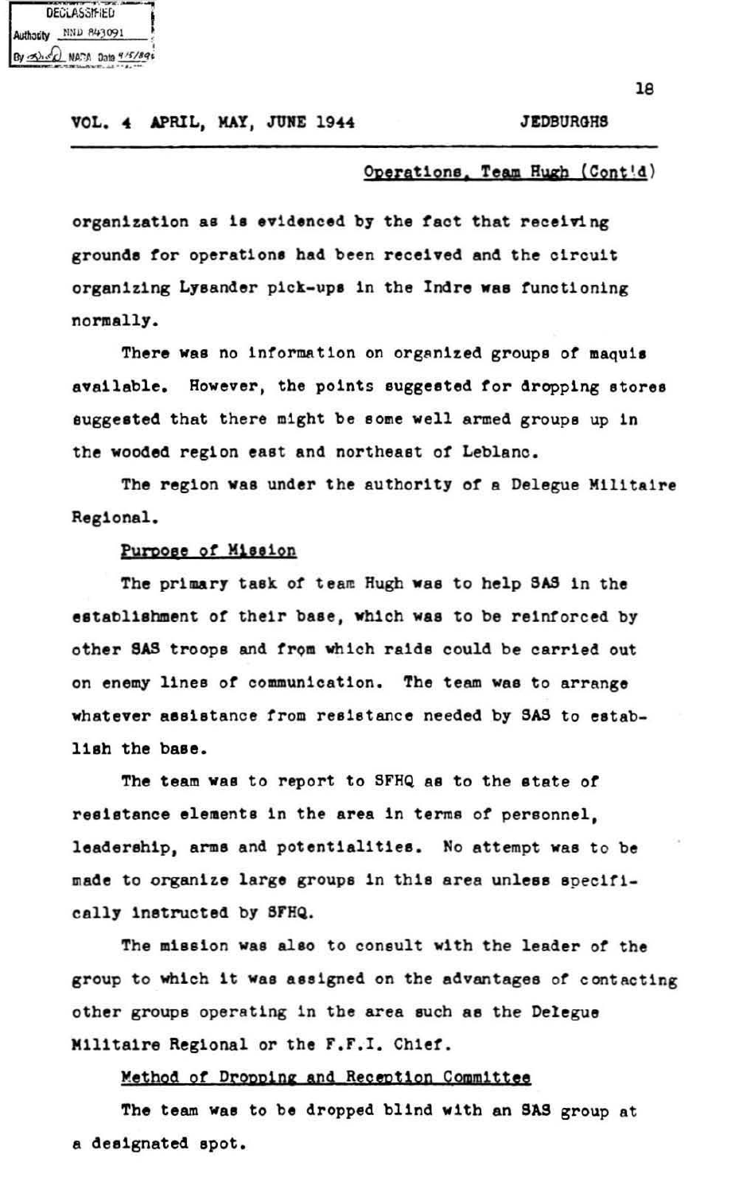Operations, Team Hugh (Cont'd)

organization as is evidenced by the fact that receiving grounds for operations had been received and the circuit organizing Lysander pick-ups in the Indre was functioning normally.

There was no information on organized groups of maquis available. However, the points suggested for dropping stores suggested that there might be some well armed groups up in the wooded region east and northeast of Leblanc.

The region was under the authority of a Delegue Militaire Regional.

Purpose of Mission

The primary task of team Hugh was to help SAS in the establishment of their base, which was to be reinforced by other SAS troops and from which raids could be carried out on enemy lines of communication. The team was to arrange whatever assistance from resistance needed by SAS to establish the base.

The team was to report to SFHQ as to the state of resistance elements in the area in terms of personnel, leadership, arms and potentialities. No attempt was to be made to organize large groups in this area unless specifically instructed by SFHQ.

The mission was also to consult with the leader of the group to which it was assigned on the advantages of contacting other groups operating in the area such as the Delegue Militaire Regional or the F.F.I. Chief.

Method of Dropping and Reception Committee

The team was to be dropped blind with an SAS group at a designated spot.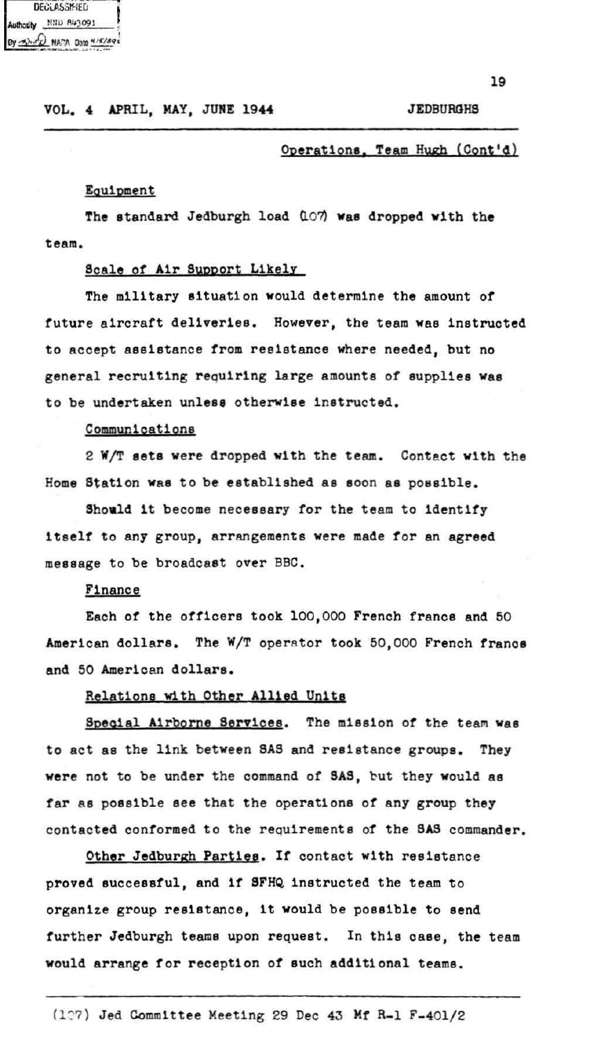Operations, Team Hugh (Cont'd)

### Equipment

The standard Jedburgh load (107) was dropped with the team.

### Scale of Air Support Likely

The military situation would determine the amount of future aircraft deliveries. However, the team was instructed to accept assistance from resistance where needed, but no general recruiting requiring large amounts of supplies was to be undertaken unless otherwise instructed.

### Communications

2 W/T sets were dropped with the team. Contact with the Home Station was to be established as soon as possible.

Should it become necessary for the team to identify itself to any group, arrangements were made for an agreed message to be broadcast over BBC.

### Finance

Each of the officers took 100,000 French francs and 50 American dollars. The W/T operator took 50,000 French francs and 50 American dollars.

### Relations with Other Allied Units

Special Airborne Services. The mission of the team was to act as the link between SAS and resistance groups. They were not to be under the command of SAS, but they would as far as possible see that the operations of any group they contacted conformed to the requirements of the SAS commander.

Other Jedburgh Parties. If contact with resistance proved successful, and if SFHQ instructed the team to organize group resistance, it would be possible to send further Jedburgh teams upon request. In this case, the team would arrange for reception of such additional teams.

---

(107) Jed Committee Meeting 29 Dec 43 Mf R-1 F-401/2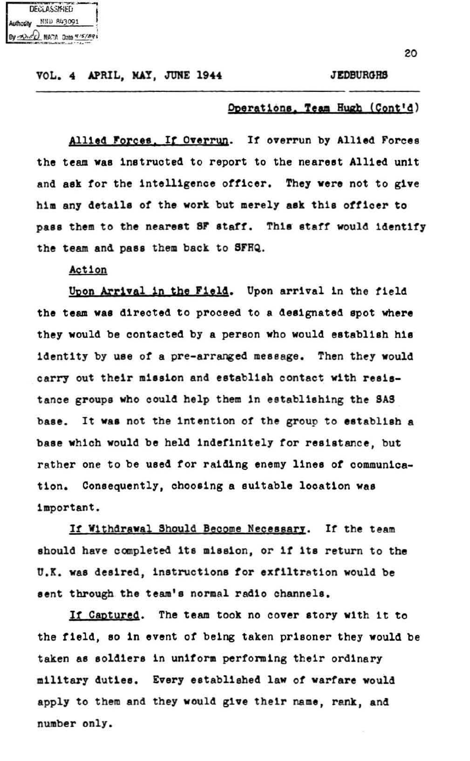Operations, Team Hugh (Cont'd)

Allied Forces, If Overrun. If overrun by Allied Forces the team was instructed to report to the nearest Allied unit and ask for the intelligence officer. They were not to give him any details of the work but merely ask this officer to pass them to the nearest SF staff. This staff would identify the team and pass them back to SFHQ.

Action

Upon Arrival in the Field. Upon arrival in the field the team was directed to proceed to a designated spot where they would be contacted by a person who would establish his identity by use of a pre-arranged message. Then they would carry out their mission and establish contact with resistance groups who could help them in establishing the SAS base. It was not the intention of the group to establish a base which would be held indefinitely for resistance, but rather one to be used for raiding enemy lines of communication. Consequently, choosing a suitable location was important.

If Withdrawal Should Become Necessary. If the team should have completed its mission, or if its return to the U.K. was desired, instructions for exfiltration would be sent through the team's normal radio channels.

If Captured. The team took no cover story with it to the field, so in event of being taken prisoner they would be taken as soldiers in uniform performing their ordinary military duties. Every established law of warfare would apply to them and they would give their name, rank, and number only.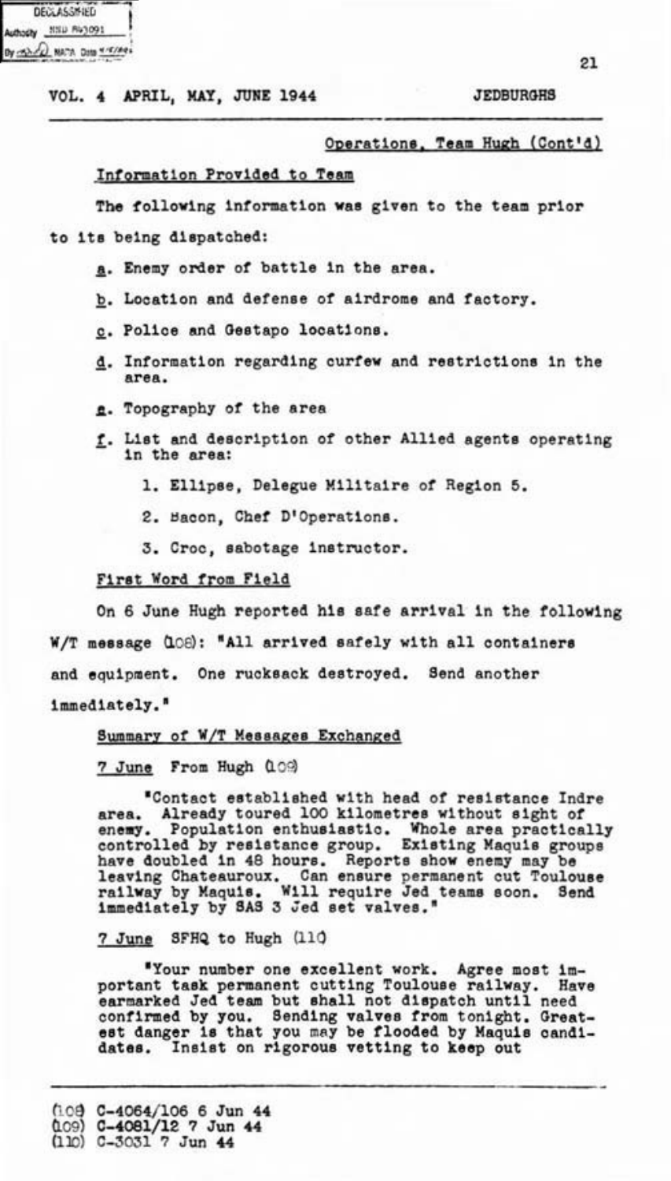Operations, Team Hugh (Cont'd)

Information Provided to Team

The following information was given to the team prior to its being dispatched:

a. Enemy order of battle in the area.

b. Location and defense of airdrome and factory.

c. Police and Gestapo locations.

d. Information regarding curfew and restrictions in the area.

e. Topography of the area

f. List and description of other Allied agents operating in the area:

1. Ellipse, Delegue Militaire of Region 5.

2. Bacon, Chef D'Operations.

3. Croc, sabotage instructor.

First Word from Field

On 6 June Hugh reported his safe arrival in the following W/T message (108): "All arrived safely with all containers and equipment. One rucksack destroyed. Send another immediately."

Summary of W/T Messages Exchanged

7 June From Hugh (109)

"Contact established with head of resistance Indre area. Already toured 100 kilometres without sight of enemy. Population enthusiastic. Whole area practically controlled by resistance group. Existing Maquis groups have doubled in 48 hours. Reports show enemy may be leaving Chateauroux. Can ensure permanent cut Toulouse railway by Maquis. Will require Jed teams soon. Send immediately by SAS 3 Jed set valves."

7 June SFHQ to Hugh (110)

"Your number one excellent work. Agree most important task permanent cutting Toulouse railway. Have earmarked Jed team but shall not dispatch until need confirmed by you. Sending valves from tonight. Greatest danger is that you may be flooded by Maquis candidates. Insist on rigorous vetting to keep out

(108) C-4064/106 6 Jun 44
(109) C-4081/12 7 Jun 44
(110) C-3031 7 Jun 44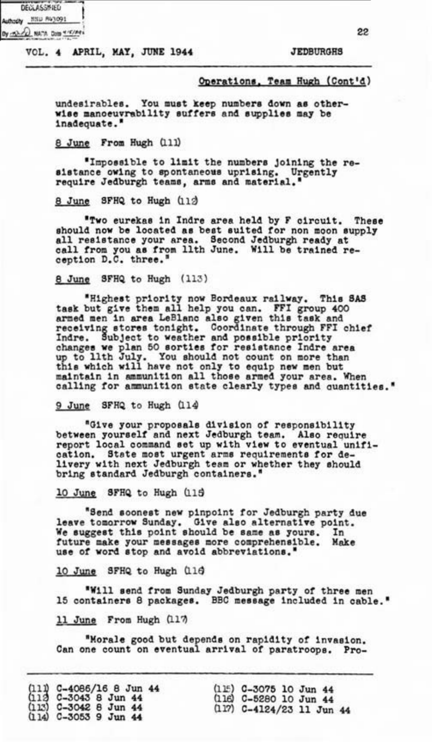Operations, Team Hugh (Cont'd)

undesirables. You must keep numbers down as otherwise manoeuvrability suffers and supplies may be inadequate."

8 June From Hugh (111)

"Impossible to limit the numbers joining the resistance owing to spontaneous uprising. Urgently require Jedburgh teams, arms and material."

8 June SFHQ to Hugh (112)

"Two eurekas in Indre area held by F circuit. These should now be located as best suited for non moon supply all resistance your area. Second Jedburgh ready at call from you as from 11th June. Will be trained reception D.C. three."

8 June SFHQ to Hugh (113)

"Highest priority now Bordeaux railway. This SAS task but give them all help you can. FFI group 400 armed men in area LeBlanc also given this task and receiving stores tonight. Coordinate through FFI chief Indre. Subject to weather and possible priority changes we plan 50 sorties for resistance Indre area up to 11th July. You should not count on more than this which will have not only to equip new men but maintain in ammunition all those armed your area. When calling for ammunition state clearly types and quantities."

9 June SFHQ to Hugh (114)

"Give your proposals division of responsibility between yourself and next Jedburgh team. Also require report local command set up with view to eventual unification. State most urgent arms requirements for delivery with next Jedburgh team or whether they should bring standard Jedburgh containers."

10 June SFHQ to Hugh (115)

"Send soonest new pinpoint for Jedburgh party due leave tomorrow Sunday. Give also alternative point. We suggest this point should be same as yours. In future make your messages more comprehensible. Make use of word stop and avoid abbreviations."

10 June SFHQ to Hugh (116)

"Will send from Sunday Jedburgh party of three men 15 containers 8 packages. BBC message included in cable."

11 June From Hugh (117)

"Morale good but depends on rapidity of invasion. Can one count on eventual arrival of paratroops. Pro-

(111) C-4086/16 8 Jun 44
(112) C-3043 8 Jun 44
(113) C-3042 8 Jun 44
(114) C-3053 9 Jun 44
(115) C-3075 10 Jun 44
(116) C-5280 10 Jun 44
(117) C-4124/23 11 Jun 44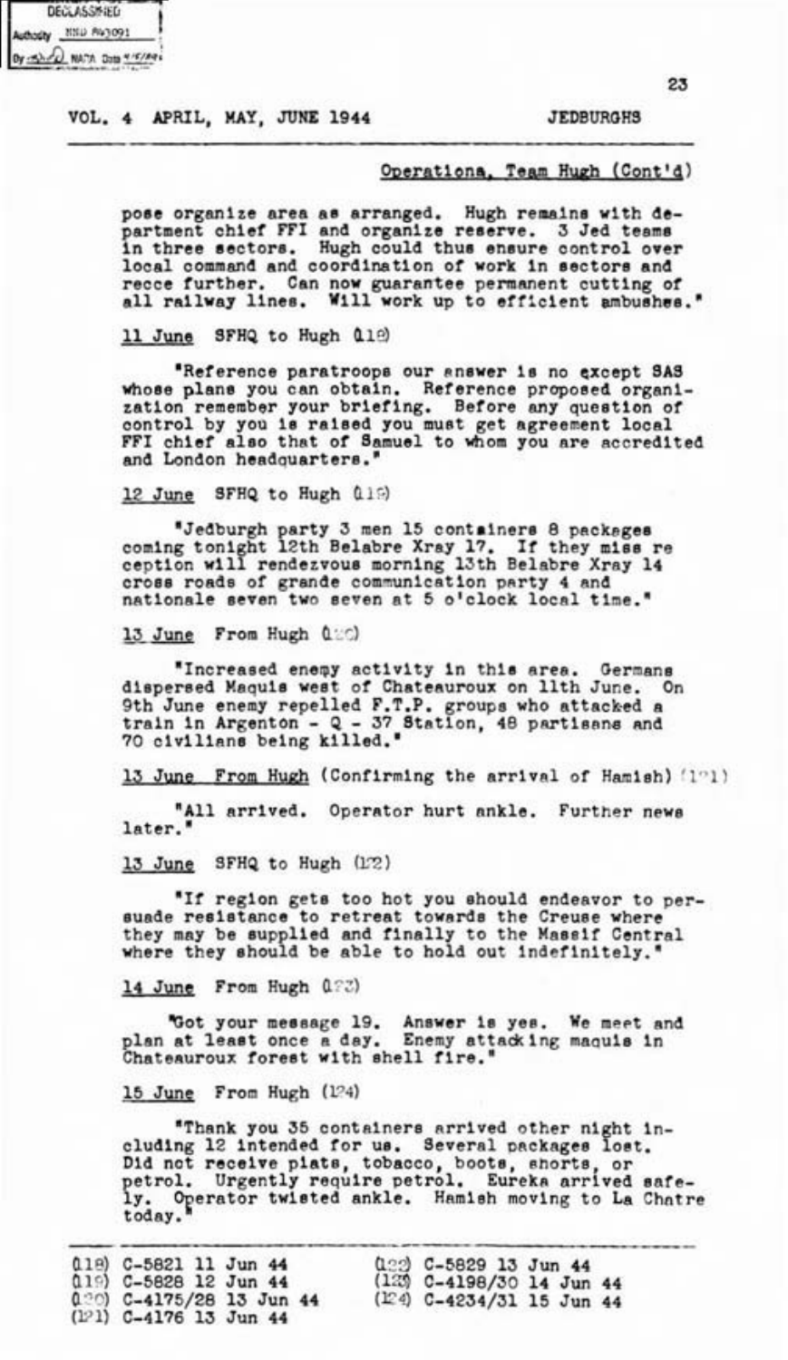Operations, Team Hugh (Cont'd)

pose organize area as arranged. Hugh remains with department chief FFI and organize reserve. 3 Jed teams in three sectors. Hugh could thus ensure control over local command and coordination of work in sectors and recce further. Can now guarantee permanent cutting of all railway lines. Will work up to efficient ambushes."

11 June SFHQ to Hugh (118)

"Reference paratroops our answer is no except SAS whose plans you can obtain. Reference proposed organization remember your briefing. Before any question of control by you is raised you must get agreement local FFI chief also that of Samuel to whom you are accredited and London headquarters."

12 June SFHQ to Hugh (119)

"Jedburgh party 3 men 15 containers 8 packages coming tonight 12th Belabre Xray 17. If they miss reception will rendezvous morning 13th Belabre Xray 14 cross roads of grande communication party 4 and nationale seven two seven at 5 o'clock local time."

13 June From Hugh (120)

"Increased enemy activity in this area. Germans dispersed Maquis west of Chateauroux on 11th June. On 9th June enemy repelled F.T.P. groups who attacked a train in Argenton - Q - 37 Station, 48 partisans and 70 civilians being killed."

13 June From Hugh (Confirming the arrival of Hamish) (121)

"All arrived. Operator hurt ankle. Further news later."

13 June SFHQ to Hugh (122)

"If region gets too hot you should endeavor to persuade resistance to retreat towards the Creuse where they may be supplied and finally to the Massif Central where they should be able to hold out indefinitely."

14 June From Hugh (123)

"Got your message 19. Answer is yes. We meet and plan at least once a day. Enemy attacking maquis in Chateauroux forest with shell fire."

15 June From Hugh (124)

"Thank you 35 containers arrived other night including 12 intended for us. Several packages lost. Did not receive plats, tobacco, boots, shorts, or petrol. Urgently require petrol. Eureka arrived safely. Operator twisted ankle. Hamish moving to La Chatre today."

---

(118) C-5821 11 Jun 44
(119) C-5828 12 Jun 44
(120) C-4175/28 13 Jun 44
(121) C-4176 13 Jun 44
(122) C-5829 13 Jun 44
(123) C-4198/30 14 Jun 44
(124) C-4234/31 15 Jun 44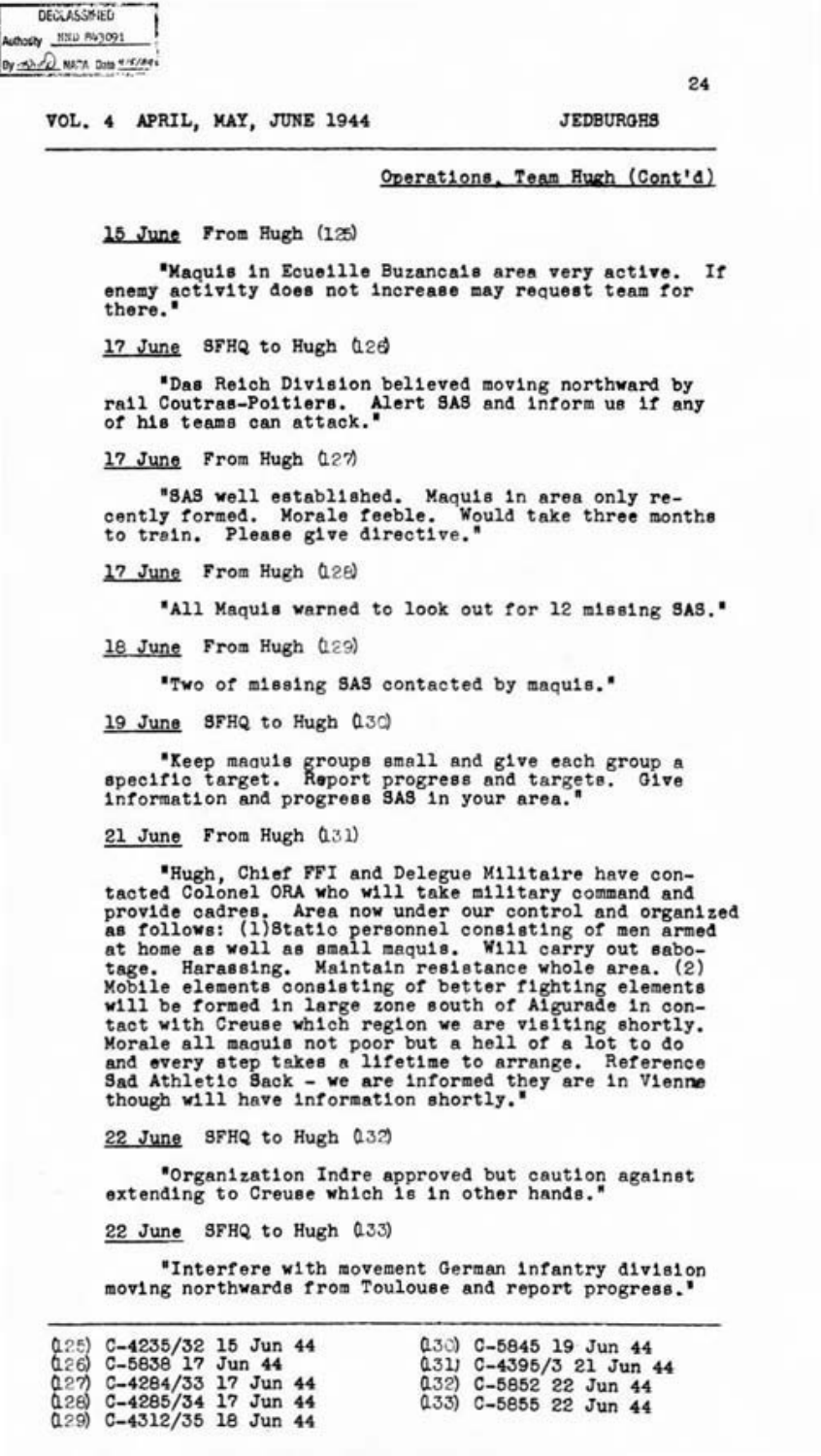## Operations, Team Hugh (Cont'd)

15 June From Hugh (125)

"Maquis in Ecueille Buzancais area very active. If enemy activity does not increase may request team for there."

17 June SFHQ to Hugh (126)

"Das Reich Division believed moving northward by rail Coutras-Poitiers. Alert SAS and inform us if any of his teams can attack."

17 June From Hugh (127)

"SAS well established. Maquis in area only recently formed. Morale feeble. Would take three months to train. Please give directive."

17 June From Hugh (128)

"All Maquis warned to look out for 12 missing SAS."

18 June From Hugh (129)

"Two of missing SAS contacted by maquis."

19 June SFHQ to Hugh (130)

"Keep maquis groups small and give each group a specific target. Report progress and targets. Give information and progress SAS in your area."

21 June From Hugh (131)

"Hugh, Chief FFI and Delegue Militaire have contacted Colonel ORA who will take military command and provide cadres. Area now under our control and organized as follows: (1) Static personnel consisting of men armed at home as well as small maquis. Will carry out sabotage. Harassing. Maintain resistance whole area. (2) Mobile elements consisting of better fighting elements will be formed in large zone south of Aigurade in contact with Creuse which region we are visiting shortly. Morale all maquis not poor but a hell of a lot to do and every step takes a lifetime to arrange. Reference Sad Athletic Sack - we are informed they are in Vienne though will have information shortly."

22 June SFHQ to Hugh (132)

"Organization Indre approved but caution against extending to Creuse which is in other hands."

22 June SFHQ to Hugh (133)

"Interfere with movement German infantry division moving northwards from Toulouse and report progress."

---

(125) C-4235/32 15 Jun 44
(126) C-5838 17 Jun 44
(127) C-4284/33 17 Jun 44
(128) C-4285/34 17 Jun 44
(129) C-4312/35 18 Jun 44
(130) C-5845 19 Jun 44
(131) C-4395/3 21 Jun 44
(132) C-5852 22 Jun 44
(133) C-5855 22 Jun 44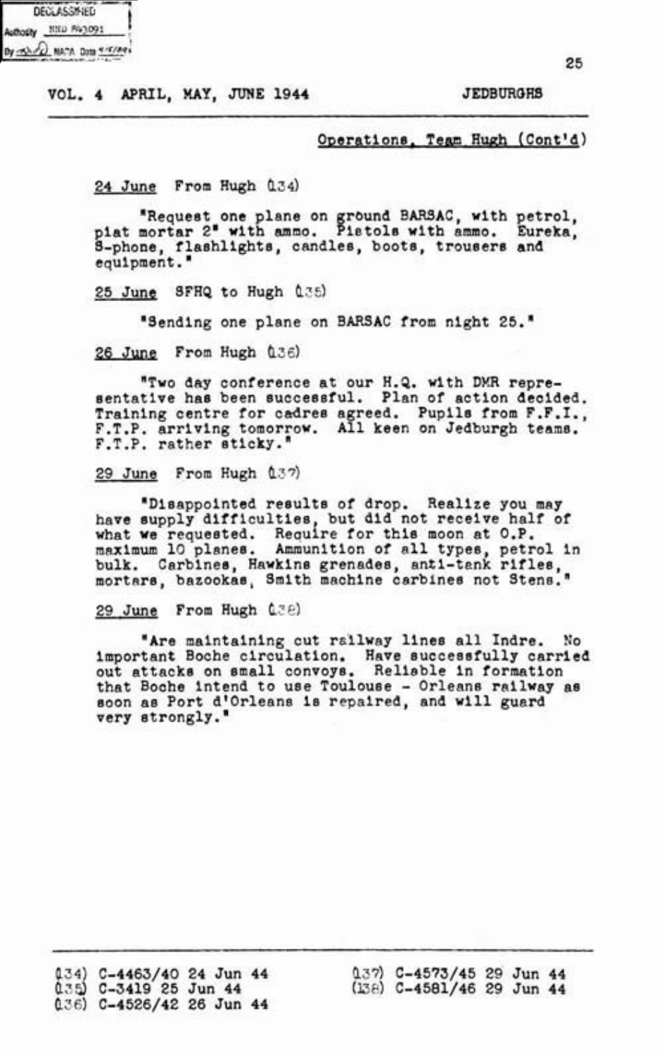Operations, Team Hugh (Cont'd)

24 June From Hugh (134)

"Request one plane on ground BARSAC, with petrol, piat mortar 2" with ammo. Pistols with ammo. Eureka, S-phone, flashlights, candles, boots, trousers and equipment."

25 June SFHQ to Hugh (135)

"Sending one plane on BARSAC from night 25."

26 June From Hugh (136)

"Two day conference at our H.Q. with DMR representative has been successful. Plan of action decided. Training centre for cadres agreed. Pupils from F.F.I., F.T.P. arriving tomorrow. All keen on Jedburgh teams. F.T.P. rather sticky."

29 June From Hugh (137)

"Disappointed results of drop. Realize you may have supply difficulties, but did not receive half of what we requested. Require for this moon at O.P. maximum 10 planes. Ammunition of all types, petrol in bulk. Carbines, Hawkins grenades, anti-tank rifles, mortars, bazookas, Smith machine carbines not Stens."

29 June From Hugh (138)

"Are maintaining cut railway lines all Indre. No important Boche circulation. Have successfully carried out attacks on small convoys. Reliable in formation that Boche intend to use Toulouse - Orleans railway as soon as Port d'Orleans is repaired, and will guard very strongly."

---

(134) C-4463/40 24 Jun 44
(135) C-3419 25 Jun 44
(136) C-4526/42 26 Jun 44
(137) C-4573/45 29 Jun 44
(138) C-4581/46 29 Jun 44